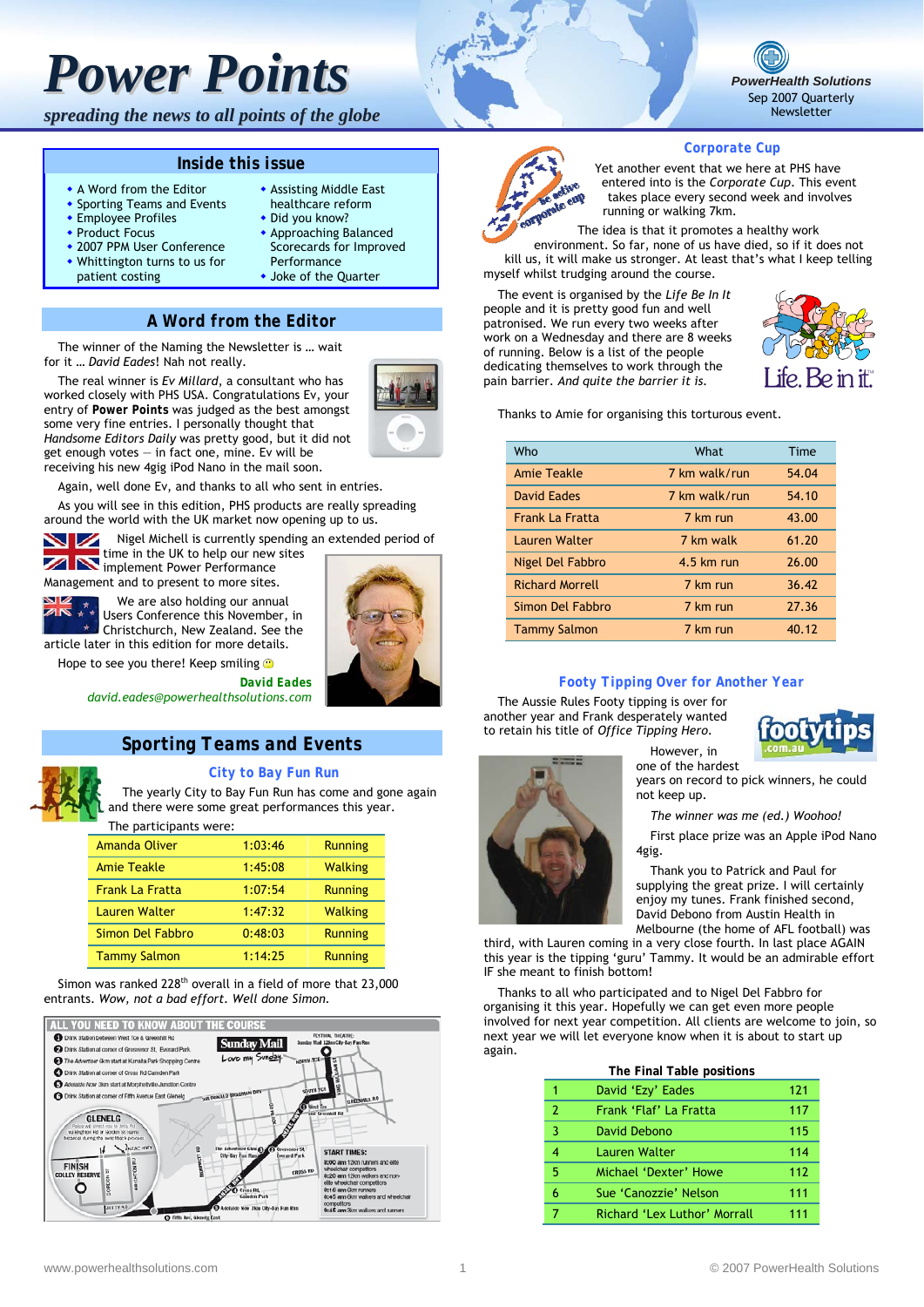# Power Points

*spreading the news to all points of the globe*

PowerHealth Solutions
Sep 2007 Quarterly Newsletter

## Inside this issue

- A Word from the Editor
- Sporting Teams and Events
- Employee Profiles
- Product Focus
- 2007 PPM User Conference
- Whittington turns to us for patient costing
- Assisting Middle East healthcare reform
- Did you know?
- Approaching Balanced Scorecards for Improved Performance
- Joke of the Quarter

## A Word from the Editor

The winner of the Naming the Newsletter is … wait for it … *David Eades*! Nah not really.

The real winner is *Ev Millard*, a consultant who has worked closely with PHS USA. Congratulations Ev, your entry of **Power Points** was judged as the best amongst some very fine entries. I personally thought that *Handsome Editors Daily* was pretty good, but it did not get enough votes – in fact one, mine. Ev will be receiving his new 4gig iPod Nano in the mail soon.

Again, well done Ev, and thanks to all who sent in entries.

As you will see in this edition, PHS products are really spreading around the world with the UK market now opening up to us.

Nigel Michell is currently spending an extended period of time in the UK to help our new sites implement Power Performance Management and to present to more sites.

We are also holding our annual Users Conference this November, in Christchurch, New Zealand. See the article later in this edition for more details.

Hope to see you there! Keep smiling ☺

**David Eades**
*david.eades@powerhealthsolutions.com*

## Sporting Teams and Events

### City to Bay Fun Run

The yearly City to Bay Fun Run has come and gone again and there were some great performances this year.

The participants were:

| | | |
|---|---|---|
| Amanda Oliver | 1:03:46 | Running |
| Amie Teakle | 1:45:08 | Walking |
| Frank La Fratta | 1:07:54 | Running |
| Lauren Walter | 1:47:32 | Walking |
| Simon Del Fabbro | 0:48:03 | Running |
| Tammy Salmon | 1:14:25 | Running |

Simon was ranked 228th overall in a field of more that 23,000 entrants. *Wow, not a bad effort. Well done Simon.*

### Corporate Cup

Yet another event that we here at PHS have entered into is the *Corporate Cup*. This event takes place every second week and involves running or walking 7km.

The idea is that it promotes a healthy work environment. So far, none of us have died, so if it does not kill us, it will make us stronger. At least that's what I keep telling myself whilst trudging around the course.

The event is organised by the *Life Be In It* people and it is pretty good fun and well patronised. We run every two weeks after work on a Wednesday and there are 8 weeks of running. Below is a list of the people dedicating themselves to work through the pain barrier. *And quite the barrier it is.*

Thanks to Amie for organising this torturous event.

| Who | What | Time |
|---|---|---|
| Amie Teakle | 7 km walk/run | 54.04 |
| David Eades | 7 km walk/run | 54.10 |
| Frank La Fratta | 7 km run | 43.00 |
| Lauren Walter | 7 km walk | 61.20 |
| Nigel Del Fabbro | 4.5 km run | 26.00 |
| Richard Morrell | 7 km run | 36.42 |
| Simon Del Fabbro | 7 km run | 27.36 |
| Tammy Salmon | 7 km run | 40.12 |

### Footy Tipping Over for Another Year

The Aussie Rules Footy tipping is over for another year and Frank desperately wanted to retain his title of *Office Tipping Hero*.

However, in one of the hardest years on record to pick winners, he could not keep up.

*The winner was me (ed.) Woohoo!*

First place prize was an Apple iPod Nano 4gig.

Thank you to Patrick and Paul for supplying the great prize. I will certainly enjoy my tunes. Frank finished second, David Debono from Austin Health in Melbourne (the home of AFL football) was third, with Lauren coming in a very close fourth. In last place AGAIN this year is the tipping 'guru' Tammy. It would be an admirable effort IF she meant to finish bottom!

Thanks to all who participated and to Nigel Del Fabbro for organising it this year. Hopefully we can get even more people involved for next year competition. All clients are welcome to join, so next year we will let everyone know when it is about to start up again.

**The Final Table positions**

| | | |
|---|---|---|
| 1 | David 'Ezy' Eades | 121 |
| 2 | Frank 'Flaf' La Fratta | 117 |
| 3 | David Debono | 115 |
| 4 | Lauren Walter | 114 |
| 5 | Michael 'Dexter' Howe | 112 |
| 6 | Sue 'Canozzie' Nelson | 111 |
| 7 | Richard 'Lex Luthor' Morrall | 111 |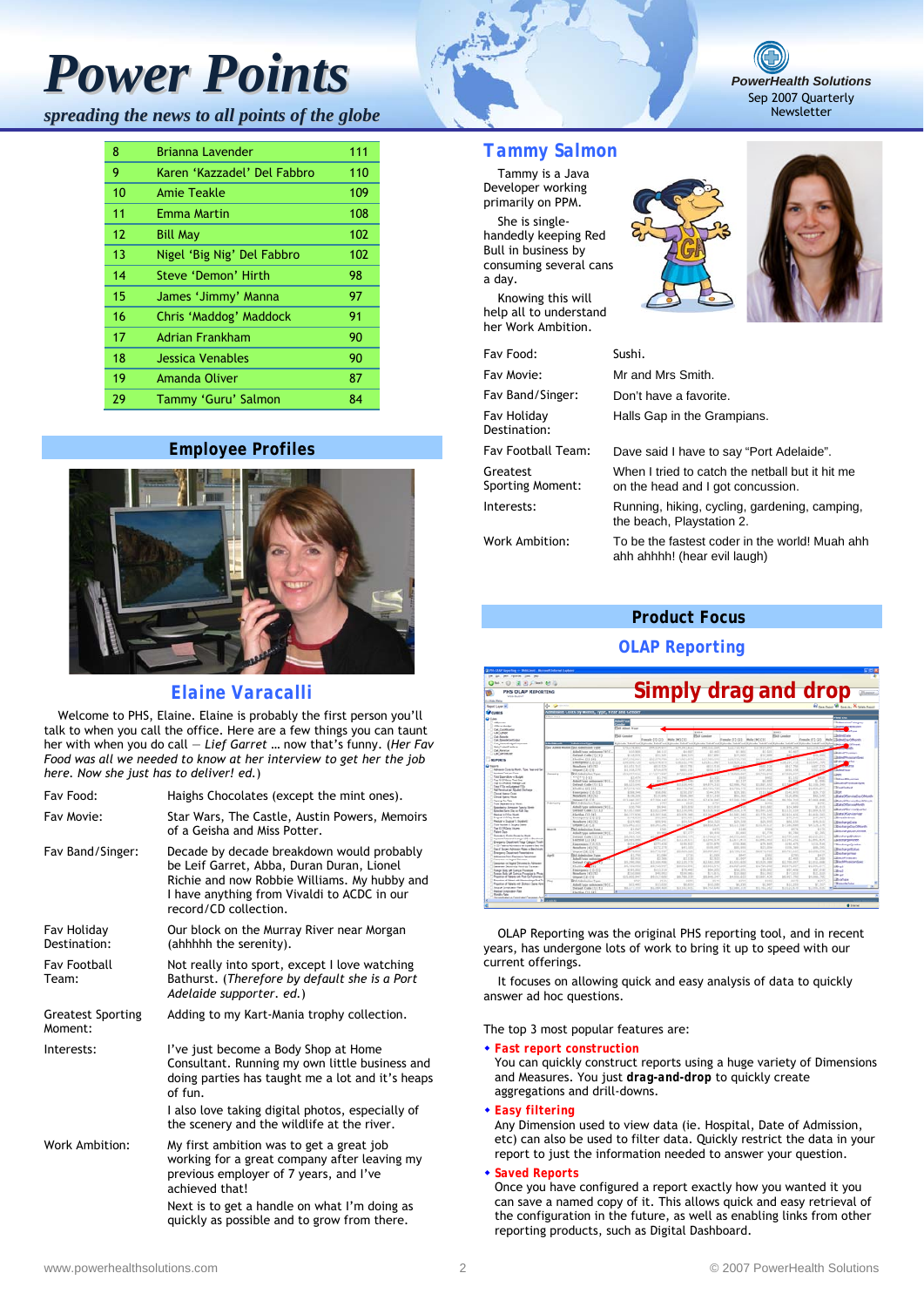| 8 | Brianna Lavender | 111 |
|---|---|---|
| 9 | Karen 'Kazzadel' Del Fabbro | 110 |
| 10 | Amie Teakle | 109 |
| 11 | Emma Martin | 108 |
| 12 | Bill May | 102 |
| 13 | Nigel 'Big Nig' Del Fabbro | 102 |
| 14 | Steve 'Demon' Hirth | 98 |
| 15 | James 'Jimmy' Manna | 97 |
| 16 | Chris 'Maddog' Maddock | 91 |
| 17 | Adrian Frankham | 90 |
| 18 | Jessica Venables | 90 |
| 19 | Amanda Oliver | 87 |
| 29 | Tammy 'Guru' Salmon | 84 |

## Employee Profiles

### Elaine Varacalli

Welcome to PHS, Elaine. Elaine is probably the first person you'll talk to when you call the office. Here are a few things you can taunt her with when you do call — *Lief Garret* … now that's funny. (*Her Fav Food was all we needed to know at her interview to get her the job here. Now she just has to deliver! ed.*)

| | |
|---|---|
| Fav Food: | Haighs Chocolates (except the mint ones). |
| Fav Movie: | Star Wars, The Castle, Austin Powers, Memoirs of a Geisha and Miss Potter. |
| Fav Band/Singer: | Decade by decade breakdown would probably be Leif Garret, Abba, Duran Duran, Lionel Richie and now Robbie Williams. My hubby and I have anything from Vivaldi to ACDC in our record/CD collection. |
| Fav Holiday Destination: | Our block on the Murray River near Morgan (ahhhhhh the serenity). |
| Fav Football Team: | Not really into sport, except I love watching Bathurst. (*Therefore by default she is a Port Adelaide supporter. ed.*) |
| Greatest Sporting Moment: | Adding to my Kart-Mania trophy collection. |
| Interests: | I've just become a Body Shop at Home Consultant. Running my own little business and doing parties has taught me a lot and it's heaps of fun. I also love taking digital photos, especially of the scenery and the wildlife at the river. |
| Work Ambition: | My first ambition was to get a great job working for a great company after leaving my previous employer of 7 years, and I've achieved that! Next is to get a handle on what I'm doing as quickly as possible and to grow from there. |

### Tammy Salmon

Tammy is a Java Developer working primarily on PPM.

She is single-handedly keeping Red Bull in business by consuming several cans a day.

Knowing this will help all to understand her Work Ambition.

| | |
|---|---|
| Fav Food: | Sushi. |
| Fav Movie: | Mr and Mrs Smith. |
| Fav Band/Singer: | Don't have a favorite. |
| Fav Holiday Destination: | Halls Gap in the Grampians. |
| Fav Football Team: | Dave said I have to say "Port Adelaide". |
| Greatest Sporting Moment: | When I tried to catch the netball but it hit me on the head and I got concussion. |
| Interests: | Running, hiking, cycling, gardening, camping, the beach, Playstation 2. |
| Work Ambition: | To be the fastest coder in the world! Muah ahh ahh ahhhhh! (hear evil laugh) |

## Product Focus

### OLAP Reporting

Simply drag and drop

OLAP Reporting was the original PHS reporting tool, and in recent years, has undergone lots of work to bring it up to speed with our current offerings.

It focuses on allowing quick and easy analysis of data to quickly answer ad hoc questions.

The top 3 most popular features are:

- **Fast report construction**
  You can quickly construct reports using a huge variety of Dimensions and Measures. You just **drag-and-drop** to quickly create aggregations and drill-downs.
- **Easy filtering**
  Any Dimension used to view data (ie. Hospital, Date of Admission, etc) can also be used to filter data. Quickly restrict the data in your report to just the information needed to answer your question.
- **Saved Reports**
  Once you have configured a report exactly how you wanted it you can save a named copy of it. This allows quick and easy retrieval of the configuration in the future, as well as enabling links from other reporting products, such as Digital Dashboard.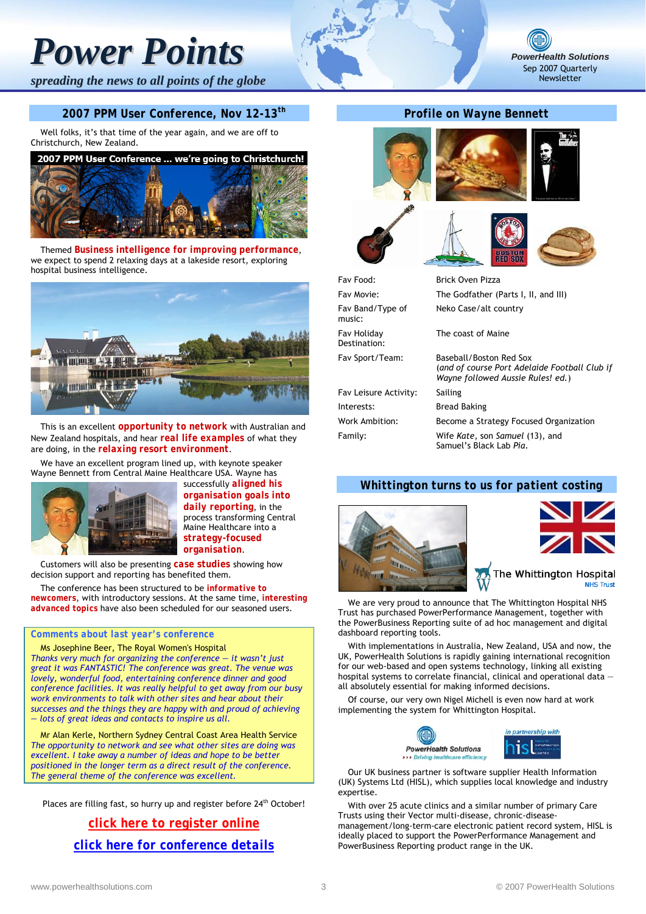# Power Points

*spreading the news to all points of the globe*

PowerHealth Solutions
Sep 2007 Quarterly Newsletter

## 2007 PPM User Conference, Nov 12-13th

Well folks, it's that time of the year again, and we are off to Christchurch, New Zealand.

**2007 PPM User Conference ... we're going to Christchurch!**

Themed **Business intelligence for improving performance**, we expect to spend 2 relaxing days at a lakeside resort, exploring hospital business intelligence.

This is an excellent **opportunity to network** with Australian and New Zealand hospitals, and hear **real life examples** of what they are doing, in the **relaxing resort environment**.

We have an excellent program lined up, with keynote speaker Wayne Bennett from Central Maine Healthcare USA. Wayne has successfully **aligned his organisation goals into daily reporting**, in the process transforming Central Maine Healthcare into a **strategy-focused organisation**.

Customers will also be presenting **case studies** showing how decision support and reporting has benefited them.

The conference has been structured to be **informative to newcomers**, with introductory sessions. At the same time, **interesting advanced topics** have also been scheduled for our seasoned users.

### Comments about last year's conference

Ms Josephine Beer, The Royal Women's Hospital

*Thanks very much for organizing the conference – it wasn't just great it was FANTASTIC! The conference was great. The venue was lovely, wonderful food, entertaining conference dinner and good conference facilities. It was really helpful to get away from our busy work environments to talk with other sites and hear about their successes and the things they are happy with and proud of achieving – lots of great ideas and contacts to inspire us all.*

Mr Alan Kerle, Northern Sydney Central Coast Area Health Service

*The opportunity to network and see what other sites are doing was excellent. I take away a number of ideas and hope to be better positioned in the longer term as a direct result of the conference. The general theme of the conference was excellent.*

Places are filling fast, so hurry up and register before 24th October!

**click here to register online**

**click here for conference details**

## Profile on Wayne Bennett

| | |
|---|---|
| Fav Food: | Brick Oven Pizza |
| Fav Movie: | The Godfather (Parts I, II, and III) |
| Fav Band/Type of music: | Neko Case/alt country |
| Fav Holiday Destination: | The coast of Maine |
| Fav Sport/Team: | Baseball/Boston Red Sox *(and of course Port Adelaide Football Club if Wayne followed Aussie Rules! ed.)* |
| Fav Leisure Activity: | Sailing |
| Interests: | Bread Baking |
| Work Ambition: | Become a Strategy Focused Organization |
| Family: | Wife *Kate*, son *Samuel* (13), and Samuel's Black Lab *Pia*. |

## Whittington turns to us for patient costing

The Whittington Hospital NHS Trust

We are very proud to announce that The Whittington Hospital NHS Trust has purchased PowerPerformance Management, together with the PowerBusiness Reporting suite of ad hoc management and digital dashboard reporting tools.

With implementations in Australia, New Zealand, USA and now, the UK, PowerHealth Solutions is rapidly gaining international recognition for our web-based and open systems technology, linking all existing hospital systems to correlate financial, clinical and operational data – all absolutely essential for making informed decisions.

Of course, our very own Nigel Michell is even now hard at work implementing the system for Whittington Hospital.

PowerHealth Solutions — Driving healthcare efficiency — in partnership with hisl

Our UK business partner is software supplier Health Information (UK) Systems Ltd (HISL), which supplies local knowledge and industry expertise.

With over 25 acute clinics and a similar number of primary Care Trusts using their Vector multi-disease, chronic-disease-management/long-term-care electronic patient record system, HISL is ideally placed to support the PowerPerformance Management and PowerBusiness Reporting product range in the UK.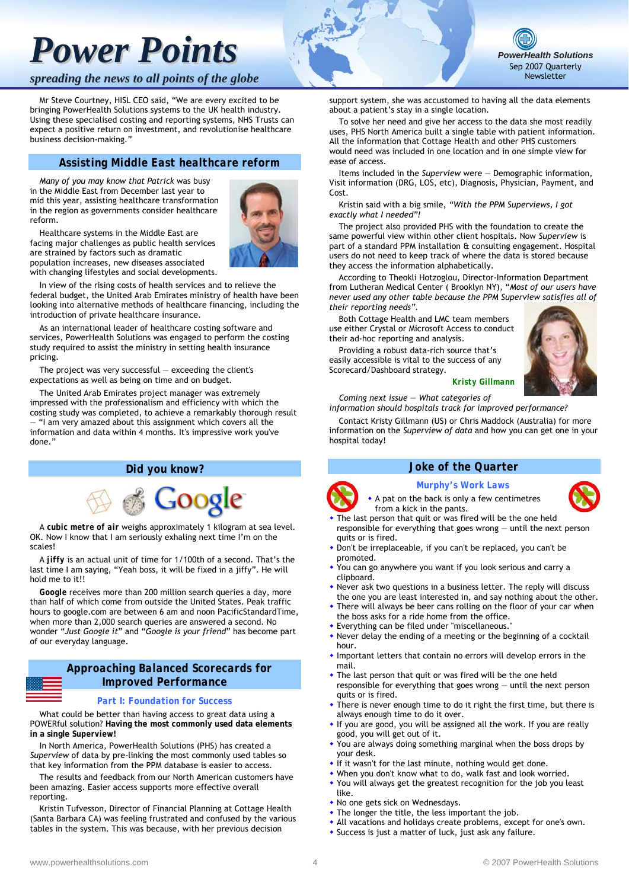# Power Points

*spreading the news to all points of the globe*

**PowerHealth Solutions**
Sep 2007 Quarterly Newsletter

Mr Steve Courtney, HISL CEO said, "We are every excited to be bringing PowerHealth Solutions systems to the UK health industry. Using these specialised costing and reporting systems, NHS Trusts can expect a positive return on investment, and revolutionise healthcare business decision-making."

## Assisting Middle East healthcare reform

*Many of you may know that Patrick* was busy in the Middle East from December last year to mid this year, assisting healthcare transformation in the region as governments consider healthcare reform.

Healthcare systems in the Middle East are facing major challenges as public health services are strained by factors such as dramatic population increases, new diseases associated with changing lifestyles and social developments.

In view of the rising costs of health services and to relieve the federal budget, the United Arab Emirates ministry of health have been looking into alternative methods of healthcare financing, including the introduction of private healthcare insurance.

As an international leader of healthcare costing software and services, PowerHealth Solutions was engaged to perform the costing study required to assist the ministry in setting health insurance pricing.

The project was very successful – exceeding the client's expectations as well as being on time and on budget.

The United Arab Emirates project manager was extremely impressed with the professionalism and efficiency with which the costing study was completed, to achieve a remarkably thorough result – "I am very amazed about this assignment which covers all the information and data within 4 months. It's impressive work you've done."

## Did you know?

A **cubic metre of air** weighs approximately 1 kilogram at sea level. OK. Now I know that I am seriously exhaling next time I'm on the scales!

A **jiffy** is an actual unit of time for 1/100th of a second. That's the last time I am saying, "Yeah boss, it will be fixed in a jiffy". He will hold me to it!!

**Google** receives more than 200 million search queries a day, more than half of which come from outside the United States. Peak traffic hours to google.com are between 6 am and noon PacificStandardTime, when more than 2,000 search queries are answered a second. No wonder "*Just Google it*" and "*Google is your friend*" has become part of our everyday language.

## Approaching Balanced Scorecards for Improved Performance

### Part I: Foundation for Success

What could be better than having access to great data using a POWERful solution? **Having the most commonly used data elements in a single Superview!**

In North America, PowerHealth Solutions (PHS) has created a *Superview* of data by pre-linking the most commonly used tables so that key information from the PPM database is easier to access.

The results and feedback from our North American customers have been amazing. Easier access supports more effective overall reporting.

Kristin Tufvesson, Director of Financial Planning at Cottage Health (Santa Barbara CA) was feeling frustrated and confused by the various tables in the system. This was because, with her previous decision support system, she was accustomed to having all the data elements about a patient's stay in a single location.

To solve her need and give her access to the data she most readily uses, PHS North America built a single table with patient information. All the information that Cottage Health and other PHS customers would need was included in one location and in one simple view for ease of access.

Items included in the *Superview* were – Demographic information, Visit information (DRG, LOS, etc), Diagnosis, Physician, Payment, and Cost.

Kristin said with a big smile, *"With the PPM Superviews, I got exactly what I needed"!*

The project also provided PHS with the foundation to create the same powerful view within other client hospitals. Now *Superview* is part of a standard PPM installation & consulting engagement. Hospital users do not need to keep track of where the data is stored because they access the information alphabetically.

According to Theokli Hotzoglou, Director-Information Department from Lutheran Medical Center ( Brooklyn NY), *"Most of our users have never used any other table because the PPM Superview satisfies all of their reporting needs"*.

Both Cottage Health and LMC team members use either Crystal or Microsoft Access to conduct their ad-hoc reporting and analysis.

Providing a robust data-rich source that's easily accessible is vital to the success of any Scorecard/Dashboard strategy.

**Kristy Gillmann**

*Coming next issue – What categories of information should hospitals track for improved performance?*

Contact Kristy Gillmann (US) or Chris Maddock (Australia) for more information on the *Superview of data* and how you can get one in your hospital today!

## Joke of the Quarter

### Murphy's Work Laws

- A pat on the back is only a few centimetres from a kick in the pants.
- The last person that quit or was fired will be the one held responsible for everything that goes wrong – until the next person quits or is fired.
- Don't be irreplaceable, if you can't be replaced, you can't be promoted.
- You can go anywhere you want if you look serious and carry a clipboard.
- Never ask two questions in a business letter. The reply will discuss the one you are least interested in, and say nothing about the other.
- There will always be beer cans rolling on the floor of your car when the boss asks for a ride home from the office.
- Everything can be filed under "miscellaneous."
- Never delay the ending of a meeting or the beginning of a cocktail hour.
- Important letters that contain no errors will develop errors in the mail.
- The last person that quit or was fired will be the one held responsible for everything that goes wrong – until the next person quits or is fired.
- There is never enough time to do it right the first time, but there is always enough time to do it over.
- If you are good, you will be assigned all the work. If you are really good, you will get out of it.
- You are always doing something marginal when the boss drops by your desk.
- If it wasn't for the last minute, nothing would get done.
- When you don't know what to do, walk fast and look worried.
- You will always get the greatest recognition for the job you least like.
- No one gets sick on Wednesdays.
- The longer the title, the less important the job.
- All vacations and holidays create problems, except for one's own.
- Success is just a matter of luck, just ask any failure.

www.powerhealthsolutions.com © 2007 PowerHealth Solutions